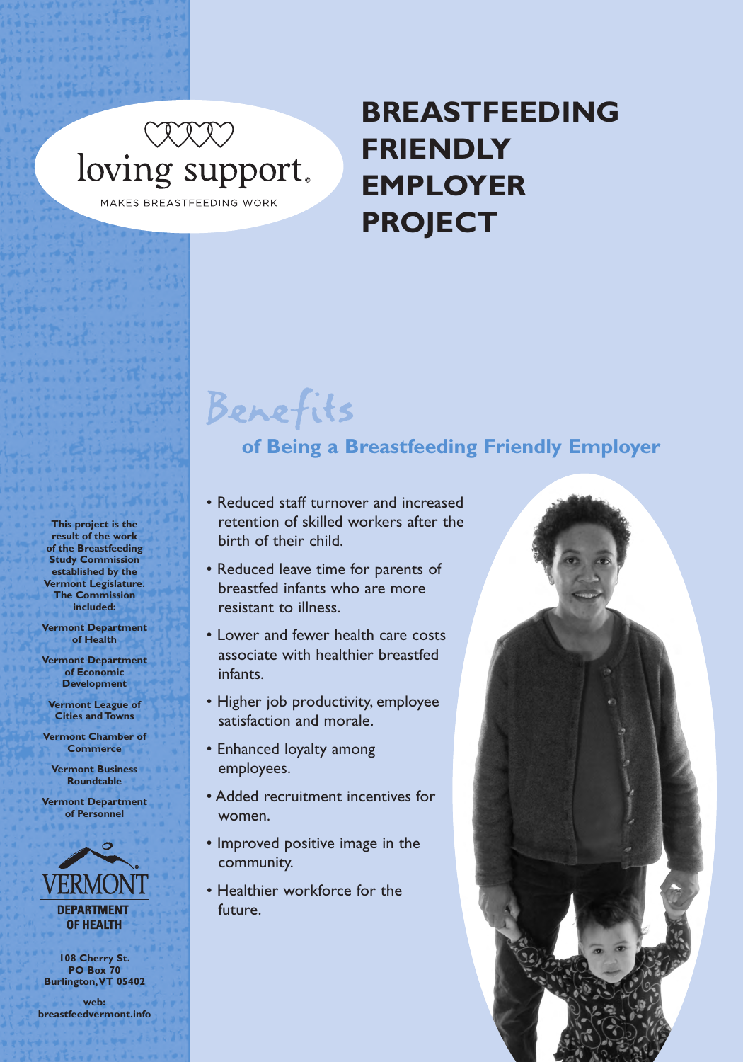loving support

MAKES BREASTFEEDING WORK

# BREASTFEEDING FRIENDLY EMPLOYER PROJECT

## Benefits

### of Being a Breastfeeding Friendly Employer

- Reduced staff turnover and increased retention of skilled workers after the birth of their child.
- Reduced leave time for parents of breastfed infants who are more resistant to illness.
- Lower and fewer health care costs associate with healthier breastfed infants.
- Higher job productivity, employee satisfaction and morale.
- Enhanced loyalty among employees.
- Added recruitment incentives for women.
- Improved positive image in the community.
- Healthier workforce for the future.

**This project is the result of the work of the Breastfeeding Study Commission established by the Vermont Legislature. The Commission included:**

**Vermont Department of Health**

**Vermont Department of Economic Development**

**Vermont League of Cities and Towns**

**Vermont Chamber of Commerce**

**Vermont Business Roundtable**

**Vermont Department of Personnel**

VERMONT DEPARTMENT OF HEALTH

**108 Cherry St.**
**PO Box 70**
**Burlington, VT 05402**

**web:**
**breastfeedvermont.info**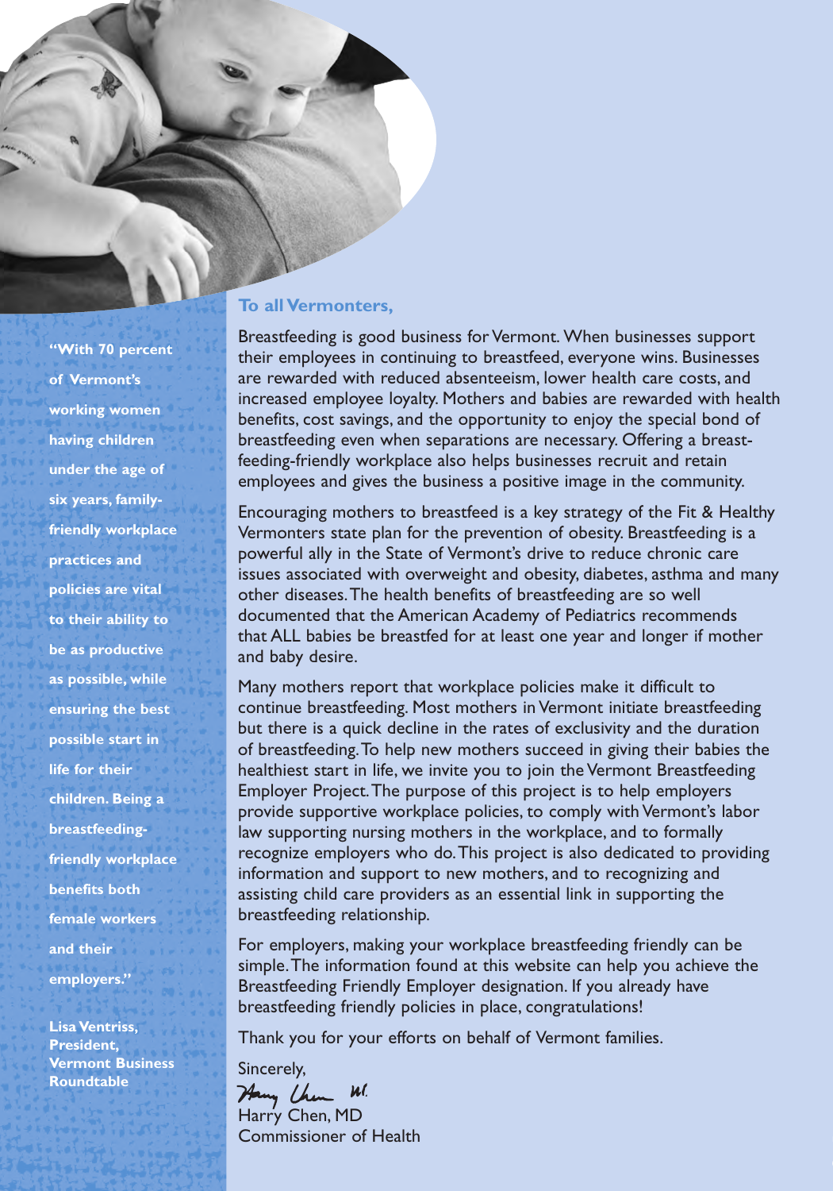**"With 70 percent of Vermont's working women having children under the age of six years, family-friendly workplace practices and policies are vital to their ability to be as productive as possible, while ensuring the best possible start in life for their children. Being a breastfeeding-friendly workplace benefits both female workers and their employers."**

**Lisa Ventriss, President, Vermont Business Roundtable**

## To all Vermonters,

Breastfeeding is good business for Vermont. When businesses support their employees in continuing to breastfeed, everyone wins. Businesses are rewarded with reduced absenteeism, lower health care costs, and increased employee loyalty. Mothers and babies are rewarded with health benefits, cost savings, and the opportunity to enjoy the special bond of breastfeeding even when separations are necessary. Offering a breastfeeding-friendly workplace also helps businesses recruit and retain employees and gives the business a positive image in the community.

Encouraging mothers to breastfeed is a key strategy of the Fit & Healthy Vermonters state plan for the prevention of obesity. Breastfeeding is a powerful ally in the State of Vermont's drive to reduce chronic care issues associated with overweight and obesity, diabetes, asthma and many other diseases. The health benefits of breastfeeding are so well documented that the American Academy of Pediatrics recommends that ALL babies be breastfed for at least one year and longer if mother and baby desire.

Many mothers report that workplace policies make it difficult to continue breastfeeding. Most mothers in Vermont initiate breastfeeding but there is a quick decline in the rates of exclusivity and the duration of breastfeeding. To help new mothers succeed in giving their babies the healthiest start in life, we invite you to join the Vermont Breastfeeding Employer Project. The purpose of this project is to help employers provide supportive workplace policies, to comply with Vermont's labor law supporting nursing mothers in the workplace, and to formally recognize employers who do. This project is also dedicated to providing information and support to new mothers, and to recognizing and assisting child care providers as an essential link in supporting the breastfeeding relationship.

For employers, making your workplace breastfeeding friendly can be simple. The information found at this website can help you achieve the Breastfeeding Friendly Employer designation. If you already have breastfeeding friendly policies in place, congratulations!

Thank you for your efforts on behalf of Vermont families.

Sincerely,

Harry Chen, MD
Commissioner of Health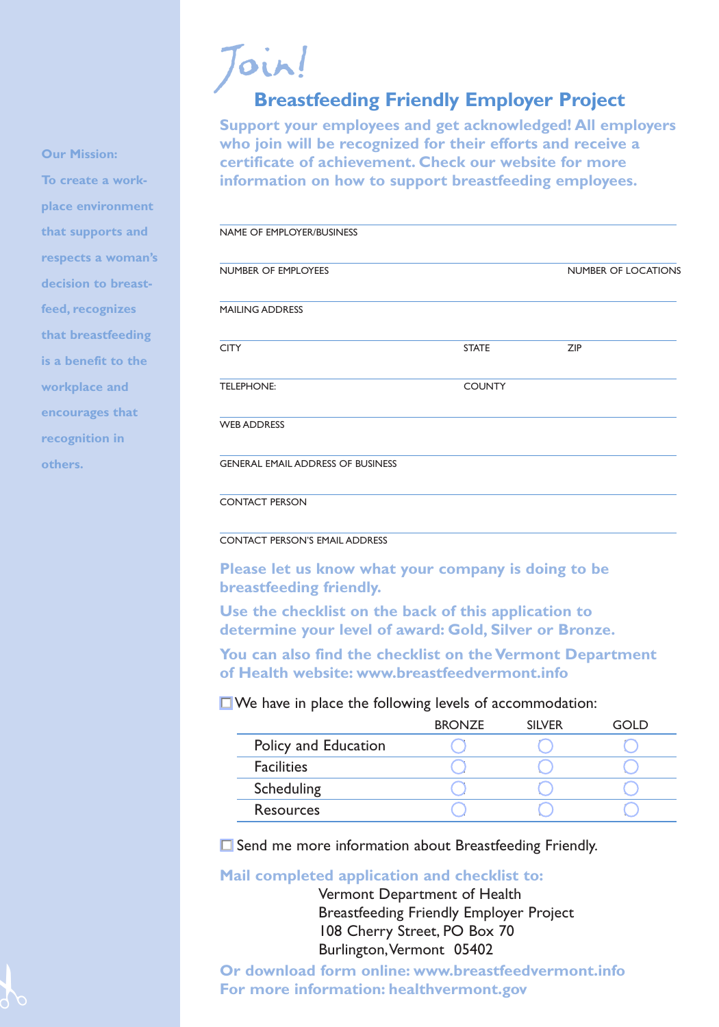**Our Mission:**

**To create a workplace environment that supports and respects a woman's decision to breastfeed, recognizes that breastfeeding is a benefit to the workplace and encourages that recognition in others.**

# Join!

## Breastfeeding Friendly Employer Project

**Support your employees and get acknowledged! All employers who join will be recognized for their efforts and receive a certificate of achievement. Check our website for more information on how to support breastfeeding employees.**

NAME OF EMPLOYER/BUSINESS

NUMBER OF EMPLOYEES NUMBER OF LOCATIONS

MAILING ADDRESS

CITY STATE ZIP

TELEPHONE: COUNTY

WEB ADDRESS

GENERAL EMAIL ADDRESS OF BUSINESS

CONTACT PERSON

CONTACT PERSON'S EMAIL ADDRESS

**Please let us know what your company is doing to be breastfeeding friendly.**

**Use the checklist on the back of this application to determine your level of award: Gold, Silver or Bronze.**

**You can also find the checklist on the Vermont Department of Health website: www.breastfeedvermont.info**

☐ We have in place the following levels of accommodation:

| | BRONZE | SILVER | GOLD |
|---|---|---|---|
| Policy and Education | ◯ | ◯ | ◯ |
| Facilities | ◯ | ◯ | ◯ |
| Scheduling | ◯ | ◯ | ◯ |
| Resources | ◯ | ◯ | ◯ |

☐ Send me more information about Breastfeeding Friendly.

**Mail completed application and checklist to:**

Vermont Department of Health
Breastfeeding Friendly Employer Project
108 Cherry Street, PO Box 70
Burlington, Vermont 05402

**Or download form online: www.breastfeedvermont.info**
**For more information: healthvermont.gov**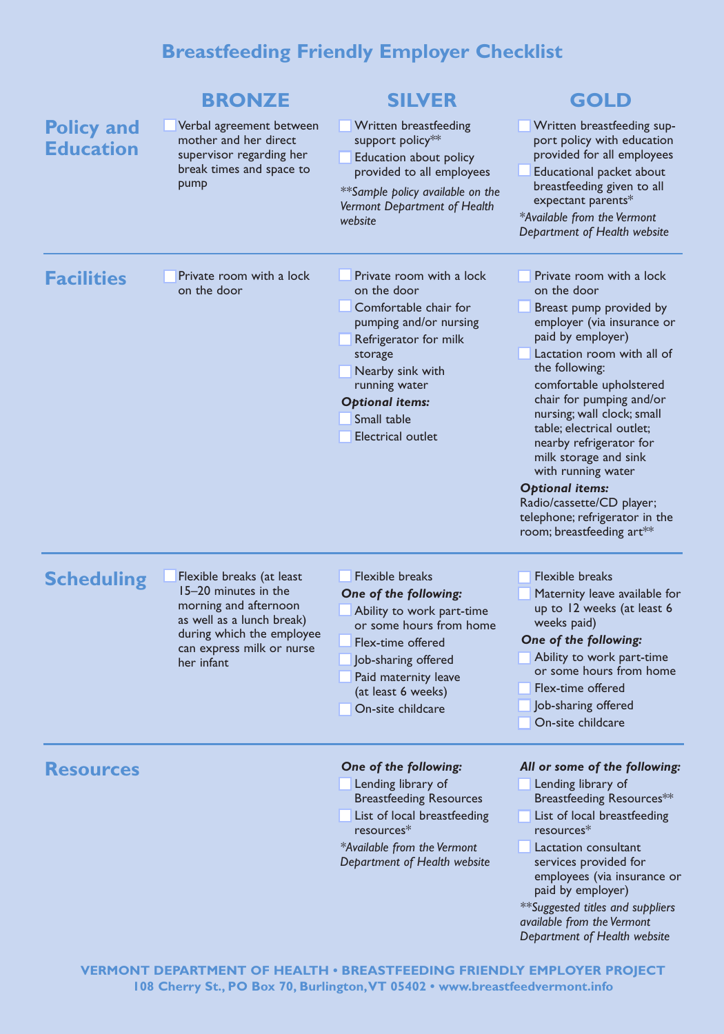# Breastfeeding Friendly Employer Checklist

| | BRONZE | SILVER | GOLD |
|---|---|---|---|
| **Policy and Education** | ☐ Verbal agreement between mother and her direct supervisor regarding her break times and space to pump | ☐ Written breastfeeding support policy**<br>☐ Education about policy provided to all employees<br>*\*\*Sample policy available on the Vermont Department of Health website* | ☐ Written breastfeeding support policy with education provided for all employees<br>☐ Educational packet about breastfeeding given to all expectant parents*<br>*\*Available from the Vermont Department of Health website* |
| **Facilities** | ☐ Private room with a lock on the door | ☐ Private room with a lock on the door<br>☐ Comfortable chair for pumping and/or nursing<br>☐ Refrigerator for milk storage<br>☐ Nearby sink with running water<br>***Optional items:***<br>☐ Small table<br>☐ Electrical outlet | ☐ Private room with a lock on the door<br>☐ Breast pump provided by employer (via insurance or paid by employer)<br>☐ Lactation room with all of the following: comfortable upholstered chair for pumping and/or nursing; wall clock; small table; electrical outlet; nearby refrigerator for milk storage and sink with running water<br>***Optional items:***<br>Radio/cassette/CD player; telephone; refrigerator in the room; breastfeeding art** |
| **Scheduling** | ☐ Flexible breaks (at least 15–20 minutes in the morning and afternoon as well as a lunch break) during which the employee can express milk or nurse her infant | ☐ Flexible breaks<br>***One of the following:***<br>☐ Ability to work part-time or some hours from home<br>☐ Flex-time offered<br>☐ Job-sharing offered<br>☐ Paid maternity leave (at least 6 weeks)<br>☐ On-site childcare | ☐ Flexible breaks<br>☐ Maternity leave available for up to 12 weeks (at least 6 weeks paid)<br>***One of the following:***<br>☐ Ability to work part-time or some hours from home<br>☐ Flex-time offered<br>☐ Job-sharing offered<br>☐ On-site childcare |
| **Resources** | | ***One of the following:***<br>☐ Lending library of Breastfeeding Resources<br>☐ List of local breastfeeding resources*<br>*\*Available from the Vermont Department of Health website* | ***All or some of the following:***<br>☐ Lending library of Breastfeeding Resources**<br>☐ List of local breastfeeding resources*<br>☐ Lactation consultant services provided for employees (via insurance or paid by employer)<br>*\*\*Suggested titles and suppliers available from the Vermont Department of Health website* |

**VERMONT DEPARTMENT OF HEALTH • BREASTFEEDING FRIENDLY EMPLOYER PROJECT**
**108 Cherry St., PO Box 70, Burlington, VT 05402 • www.breastfeedvermont.info**